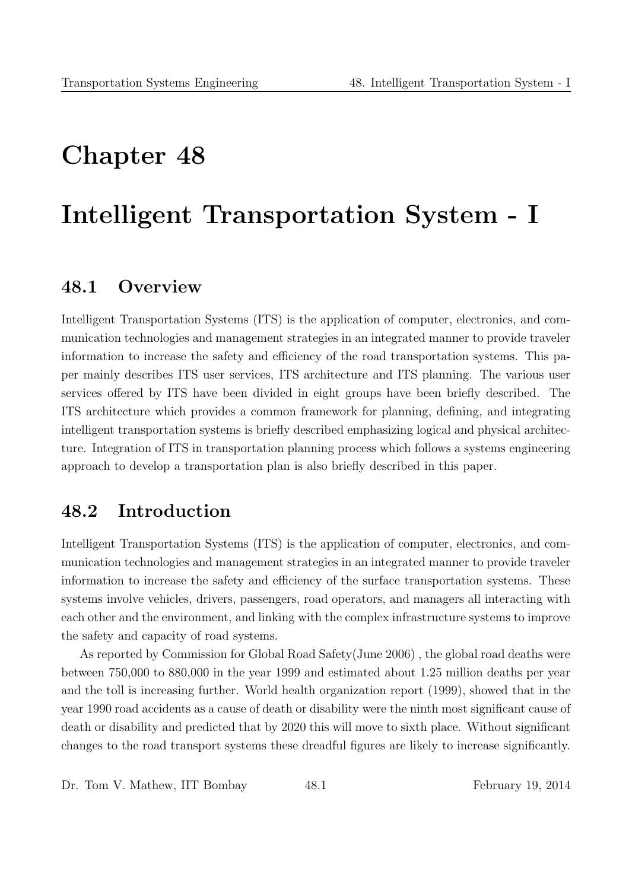# Chapter 48

# Intelligent Transportation System - I

## 48.1 Overview

Intelligent Transportation Systems (ITS) is the application of computer, electronics, and communication technologies and management strategies in an integrated manner to provide traveler information to increase the safety and efficiency of the road transportation systems. This paper mainly describes ITS user services, ITS architecture and ITS planning. The various user services offered by ITS have been divided in eight groups have been briefly described. The ITS architecture which provides a common framework for planning, defining, and integrating intelligent transportation systems is briefly described emphasizing logical and physical architecture. Integration of ITS in transportation planning process which follows a systems engineering approach to develop a transportation plan is also briefly described in this paper.

## 48.2 Introduction

Intelligent Transportation Systems (ITS) is the application of computer, electronics, and communication technologies and management strategies in an integrated manner to provide traveler information to increase the safety and efficiency of the surface transportation systems. These systems involve vehicles, drivers, passengers, road operators, and managers all interacting with each other and the environment, and linking with the complex infrastructure systems to improve the safety and capacity of road systems.

As reported by Commission for Global Road Safety(June 2006) , the global road deaths were between 750,000 to 880,000 in the year 1999 and estimated about 1.25 million deaths per year and the toll is increasing further. World health organization report (1999), showed that in the year 1990 road accidents as a cause of death or disability were the ninth most significant cause of death or disability and predicted that by 2020 this will move to sixth place. Without significant changes to the road transport systems these dreadful figures are likely to increase significantly.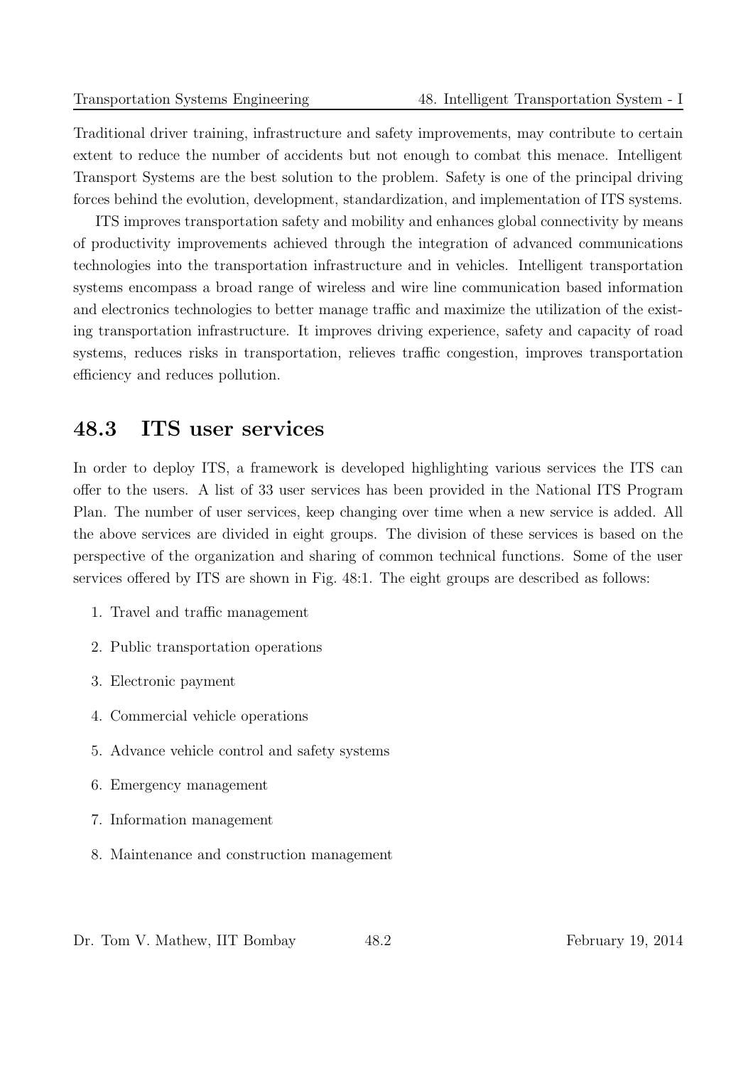Traditional driver training, infrastructure and safety improvements, may contribute to certain extent to reduce the number of accidents but not enough to combat this menace. Intelligent Transport Systems are the best solution to the problem. Safety is one of the principal driving forces behind the evolution, development, standardization, and implementation of ITS systems.

ITS improves transportation safety and mobility and enhances global connectivity by means of productivity improvements achieved through the integration of advanced communications technologies into the transportation infrastructure and in vehicles. Intelligent transportation systems encompass a broad range of wireless and wire line communication based information and electronics technologies to better manage traffic and maximize the utilization of the existing transportation infrastructure. It improves driving experience, safety and capacity of road systems, reduces risks in transportation, relieves traffic congestion, improves transportation efficiency and reduces pollution.

## 48.3 ITS user services

In order to deploy ITS, a framework is developed highlighting various services the ITS can offer to the users. A list of 33 user services has been provided in the National ITS Program Plan. The number of user services, keep changing over time when a new service is added. All the above services are divided in eight groups. The division of these services is based on the perspective of the organization and sharing of common technical functions. Some of the user services offered by ITS are shown in Fig. 48:1. The eight groups are described as follows:

1. Travel and traffic management
2. Public transportation operations
3. Electronic payment
4. Commercial vehicle operations
5. Advance vehicle control and safety systems
6. Emergency management
7. Information management
8. Maintenance and construction management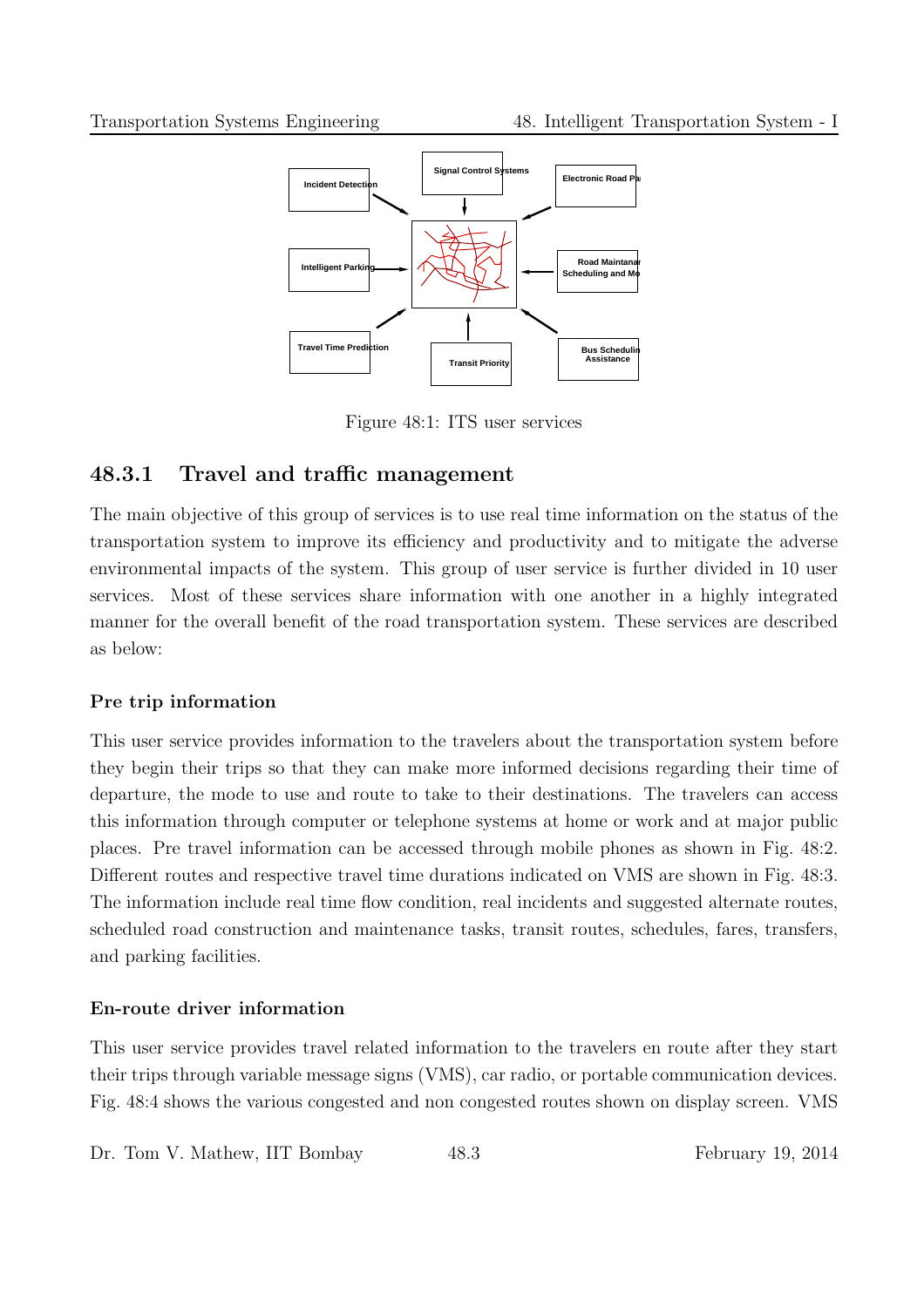Figure 48:1: ITS user services

### 48.3.1 Travel and traffic management

The main objective of this group of services is to use real time information on the status of the transportation system to improve its efficiency and productivity and to mitigate the adverse environmental impacts of the system. This group of user service is further divided in 10 user services. Most of these services share information with one another in a highly integrated manner for the overall benefit of the road transportation system. These services are described as below:

#### Pre trip information

This user service provides information to the travelers about the transportation system before they begin their trips so that they can make more informed decisions regarding their time of departure, the mode to use and route to take to their destinations. The travelers can access this information through computer or telephone systems at home or work and at major public places. Pre travel information can be accessed through mobile phones as shown in Fig. 48:2. Different routes and respective travel time durations indicated on VMS are shown in Fig. 48:3. The information include real time flow condition, real incidents and suggested alternate routes, scheduled road construction and maintenance tasks, transit routes, schedules, fares, transfers, and parking facilities.

#### En-route driver information

This user service provides travel related information to the travelers en route after they start their trips through variable message signs (VMS), car radio, or portable communication devices. Fig. 48:4 shows the various congested and non congested routes shown on display screen. VMS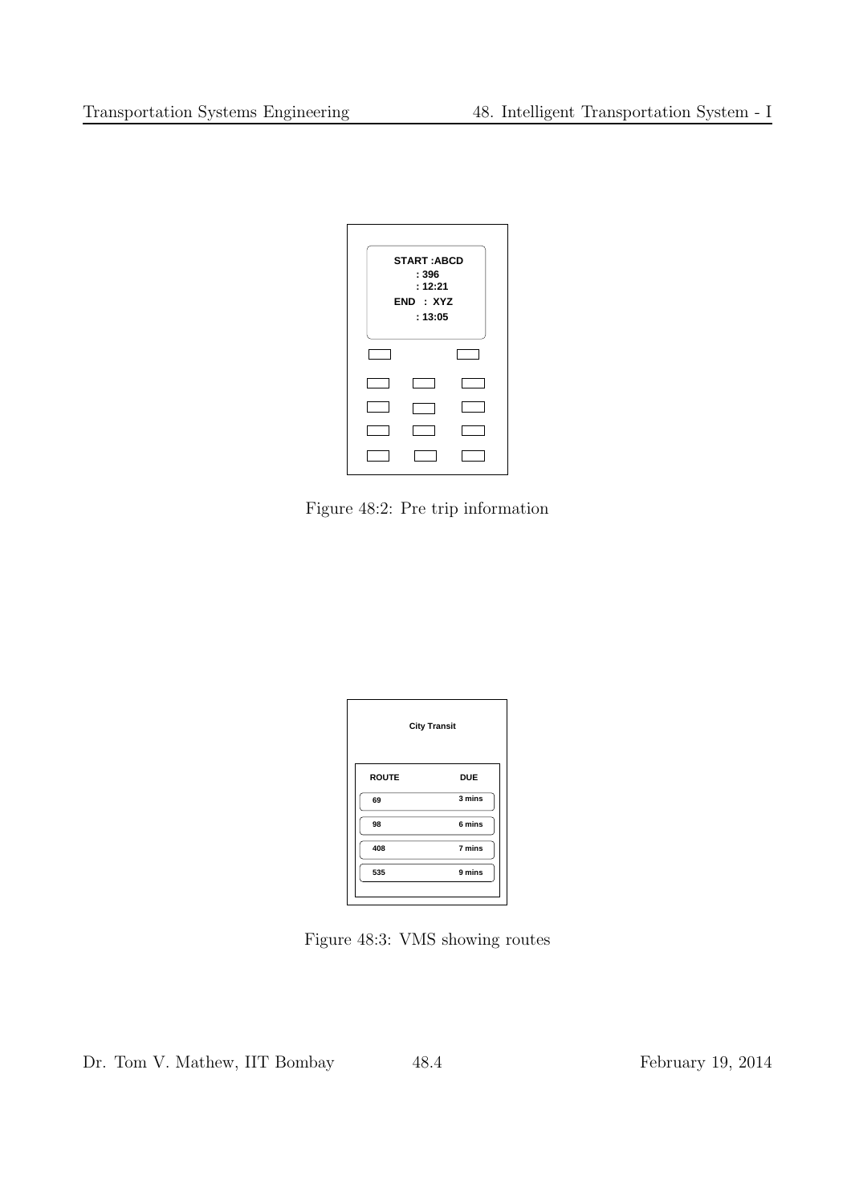START :ABCD
: 396
: 12:21
END : XYZ
: 13:05

Figure 48:2: Pre trip information

City Transit

| ROUTE | DUE |
| --- | --- |
| 69 | 3 mins |
| 98 | 6 mins |
| 408 | 7 mins |
| 535 | 9 mins |

Figure 48:3: VMS showing routes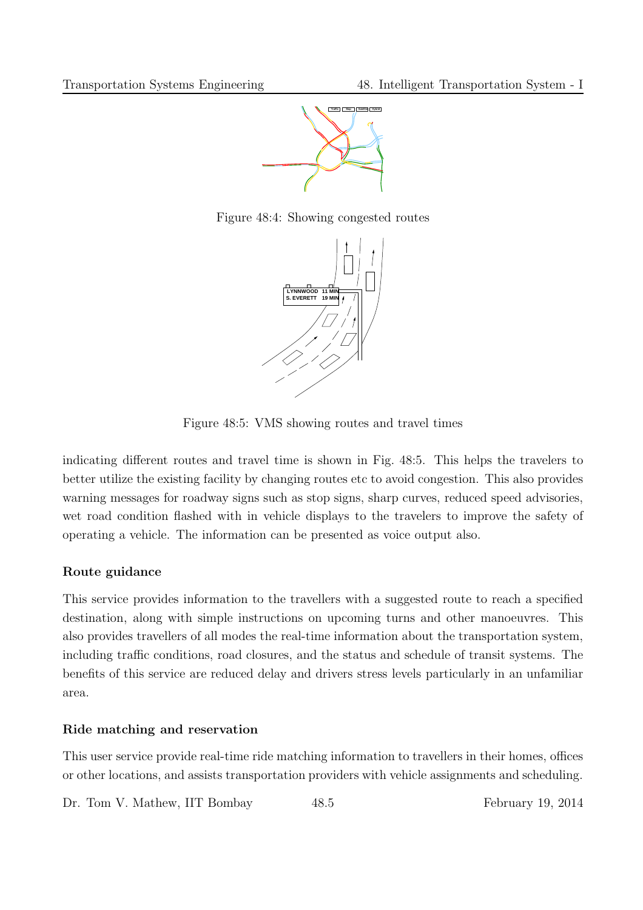Figure 48:4: Showing congested routes

Figure 48:5: VMS showing routes and travel times

indicating different routes and travel time is shown in Fig. 48:5. This helps the travelers to better utilize the existing facility by changing routes etc to avoid congestion. This also provides warning messages for roadway signs such as stop signs, sharp curves, reduced speed advisories, wet road condition flashed with in vehicle displays to the travelers to improve the safety of operating a vehicle. The information can be presented as voice output also.

#### Route guidance

This service provides information to the travellers with a suggested route to reach a specified destination, along with simple instructions on upcoming turns and other manoeuvres. This also provides travellers of all modes the real-time information about the transportation system, including traffic conditions, road closures, and the status and schedule of transit systems. The benefits of this service are reduced delay and drivers stress levels particularly in an unfamiliar area.

#### Ride matching and reservation

This user service provide real-time ride matching information to travellers in their homes, offices or other locations, and assists transportation providers with vehicle assignments and scheduling.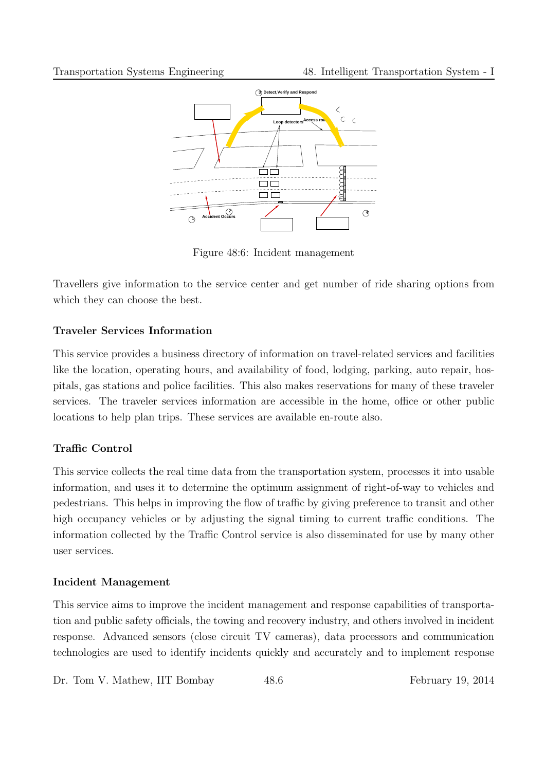Figure 48:6: Incident management

Travellers give information to the service center and get number of ride sharing options from which they can choose the best.

### Traveler Services Information

This service provides a business directory of information on travel-related services and facilities like the location, operating hours, and availability of food, lodging, parking, auto repair, hospitals, gas stations and police facilities. This also makes reservations for many of these traveler services. The traveler services information are accessible in the home, office or other public locations to help plan trips. These services are available en-route also.

### Traffic Control

This service collects the real time data from the transportation system, processes it into usable information, and uses it to determine the optimum assignment of right-of-way to vehicles and pedestrians. This helps in improving the flow of traffic by giving preference to transit and other high occupancy vehicles or by adjusting the signal timing to current traffic conditions. The information collected by the Traffic Control service is also disseminated for use by many other user services.

### Incident Management

This service aims to improve the incident management and response capabilities of transportation and public safety officials, the towing and recovery industry, and others involved in incident response. Advanced sensors (close circuit TV cameras), data processors and communication technologies are used to identify incidents quickly and accurately and to implement response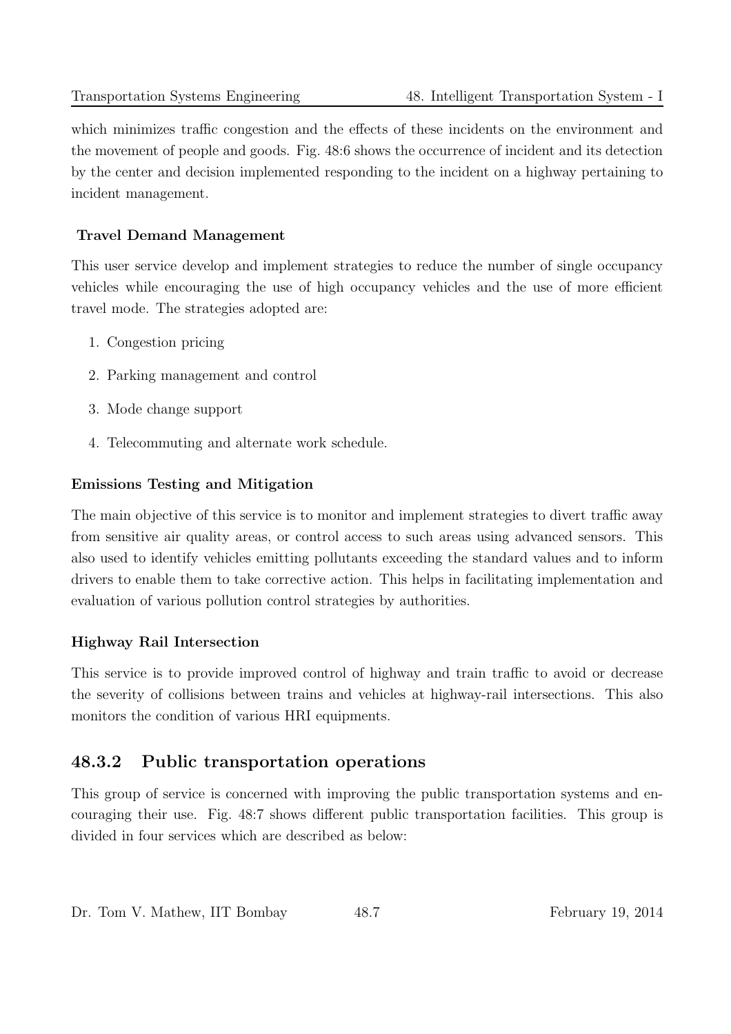which minimizes traffic congestion and the effects of these incidents on the environment and the movement of people and goods. Fig. 48:6 shows the occurrence of incident and its detection by the center and decision implemented responding to the incident on a highway pertaining to incident management.

**Travel Demand Management**

This user service develop and implement strategies to reduce the number of single occupancy vehicles while encouraging the use of high occupancy vehicles and the use of more efficient travel mode. The strategies adopted are:

1. Congestion pricing
2. Parking management and control
3. Mode change support
4. Telecommuting and alternate work schedule.

**Emissions Testing and Mitigation**

The main objective of this service is to monitor and implement strategies to divert traffic away from sensitive air quality areas, or control access to such areas using advanced sensors. This also used to identify vehicles emitting pollutants exceeding the standard values and to inform drivers to enable them to take corrective action. This helps in facilitating implementation and evaluation of various pollution control strategies by authorities.

**Highway Rail Intersection**

This service is to provide improved control of highway and train traffic to avoid or decrease the severity of collisions between trains and vehicles at highway-rail intersections. This also monitors the condition of various HRI equipments.

### 48.3.2 Public transportation operations

This group of service is concerned with improving the public transportation systems and encouraging their use. Fig. 48:7 shows different public transportation facilities. This group is divided in four services which are described as below: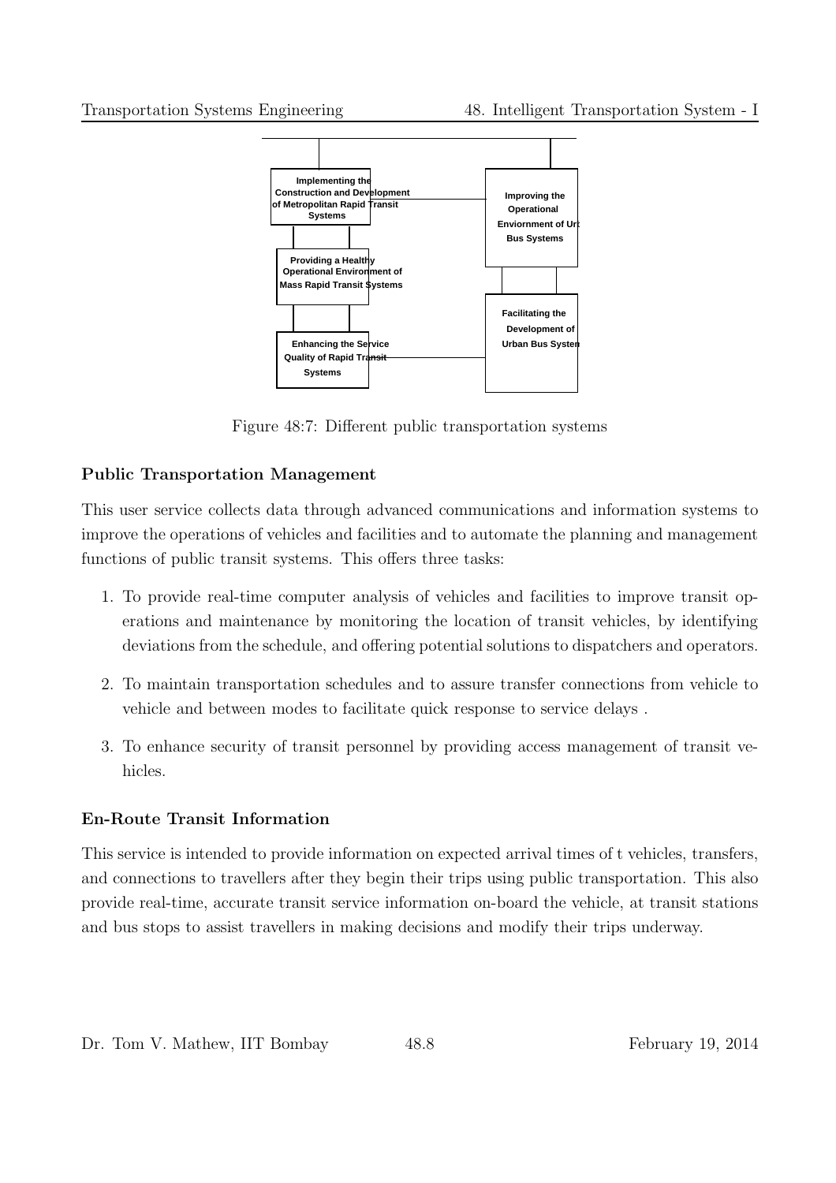Figure 48:7: Different public transportation systems

### Public Transportation Management

This user service collects data through advanced communications and information systems to improve the operations of vehicles and facilities and to automate the planning and management functions of public transit systems. This offers three tasks:

1. To provide real-time computer analysis of vehicles and facilities to improve transit operations and maintenance by monitoring the location of transit vehicles, by identifying deviations from the schedule, and offering potential solutions to dispatchers and operators.

2. To maintain transportation schedules and to assure transfer connections from vehicle to vehicle and between modes to facilitate quick response to service delays .

3. To enhance security of transit personnel by providing access management of transit vehicles.

### En-Route Transit Information

This service is intended to provide information on expected arrival times of t vehicles, transfers, and connections to travellers after they begin their trips using public transportation. This also provide real-time, accurate transit service information on-board the vehicle, at transit stations and bus stops to assist travellers in making decisions and modify their trips underway.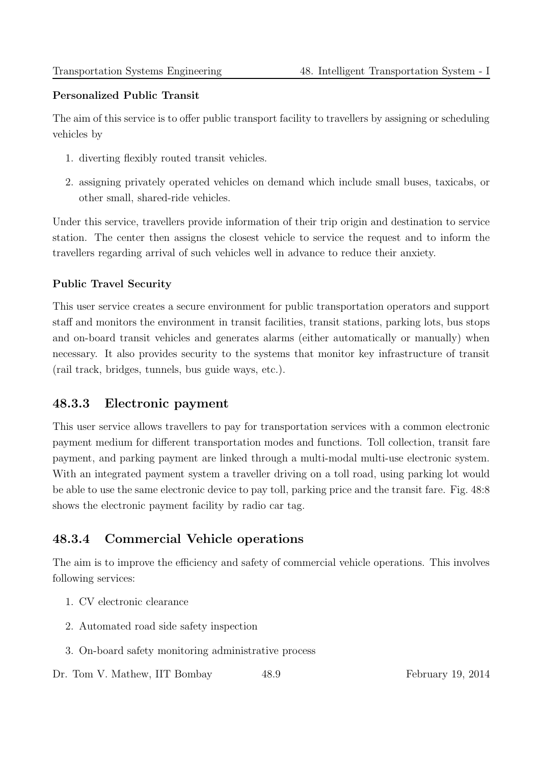**Personalized Public Transit**

The aim of this service is to offer public transport facility to travellers by assigning or scheduling vehicles by

1. diverting flexibly routed transit vehicles.
2. assigning privately operated vehicles on demand which include small buses, taxicabs, or other small, shared-ride vehicles.

Under this service, travellers provide information of their trip origin and destination to service station. The center then assigns the closest vehicle to service the request and to inform the travellers regarding arrival of such vehicles well in advance to reduce their anxiety.

**Public Travel Security**

This user service creates a secure environment for public transportation operators and support staff and monitors the environment in transit facilities, transit stations, parking lots, bus stops and on-board transit vehicles and generates alarms (either automatically or manually) when necessary. It also provides security to the systems that monitor key infrastructure of transit (rail track, bridges, tunnels, bus guide ways, etc.).

### 48.3.3 Electronic payment

This user service allows travellers to pay for transportation services with a common electronic payment medium for different transportation modes and functions. Toll collection, transit fare payment, and parking payment are linked through a multi-modal multi-use electronic system. With an integrated payment system a traveller driving on a toll road, using parking lot would be able to use the same electronic device to pay toll, parking price and the transit fare. Fig. 48:8 shows the electronic payment facility by radio car tag.

### 48.3.4 Commercial Vehicle operations

The aim is to improve the efficiency and safety of commercial vehicle operations. This involves following services:

1. CV electronic clearance
2. Automated road side safety inspection
3. On-board safety monitoring administrative process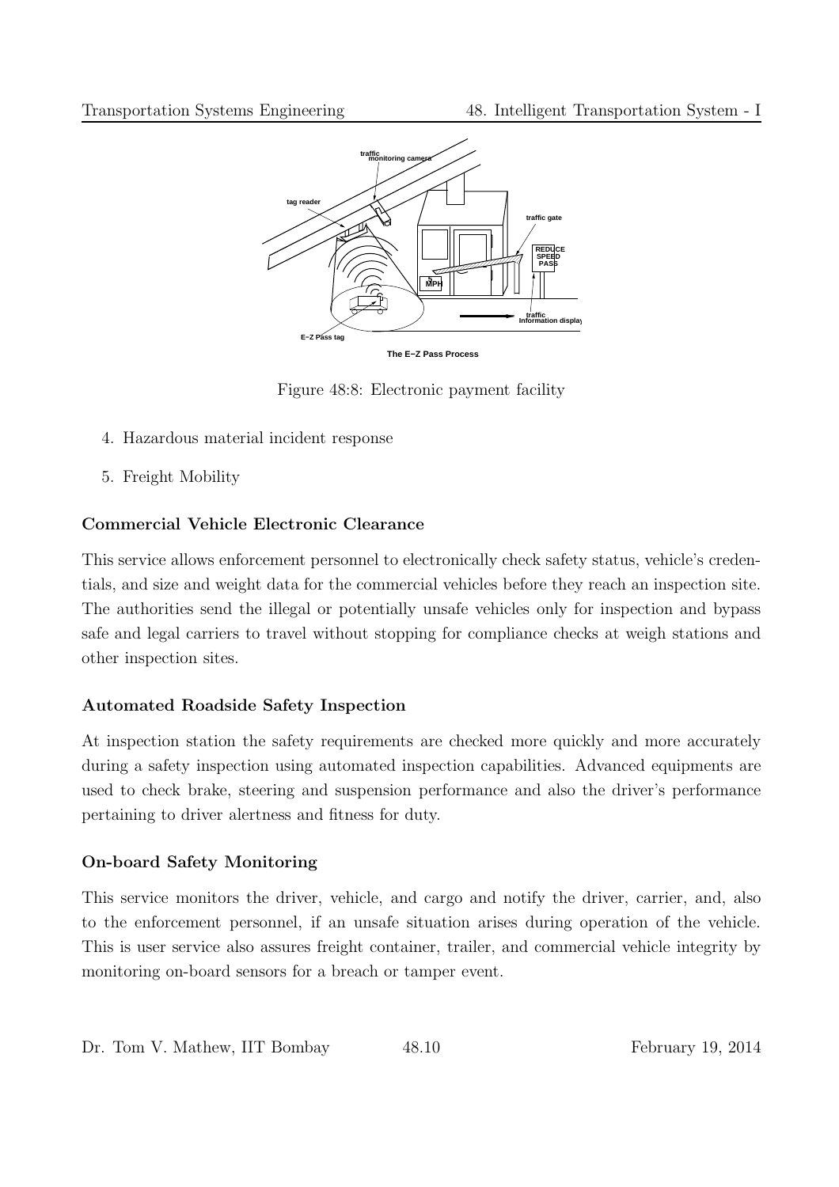Figure 48:8: Electronic payment facility

4. Hazardous material incident response
5. Freight Mobility

**Commercial Vehicle Electronic Clearance**

This service allows enforcement personnel to electronically check safety status, vehicle's credentials, and size and weight data for the commercial vehicles before they reach an inspection site. The authorities send the illegal or potentially unsafe vehicles only for inspection and bypass safe and legal carriers to travel without stopping for compliance checks at weigh stations and other inspection sites.

**Automated Roadside Safety Inspection**

At inspection station the safety requirements are checked more quickly and more accurately during a safety inspection using automated inspection capabilities. Advanced equipments are used to check brake, steering and suspension performance and also the driver's performance pertaining to driver alertness and fitness for duty.

**On-board Safety Monitoring**

This service monitors the driver, vehicle, and cargo and notify the driver, carrier, and, also to the enforcement personnel, if an unsafe situation arises during operation of the vehicle. This is user service also assures freight container, trailer, and commercial vehicle integrity by monitoring on-board sensors for a breach or tamper event.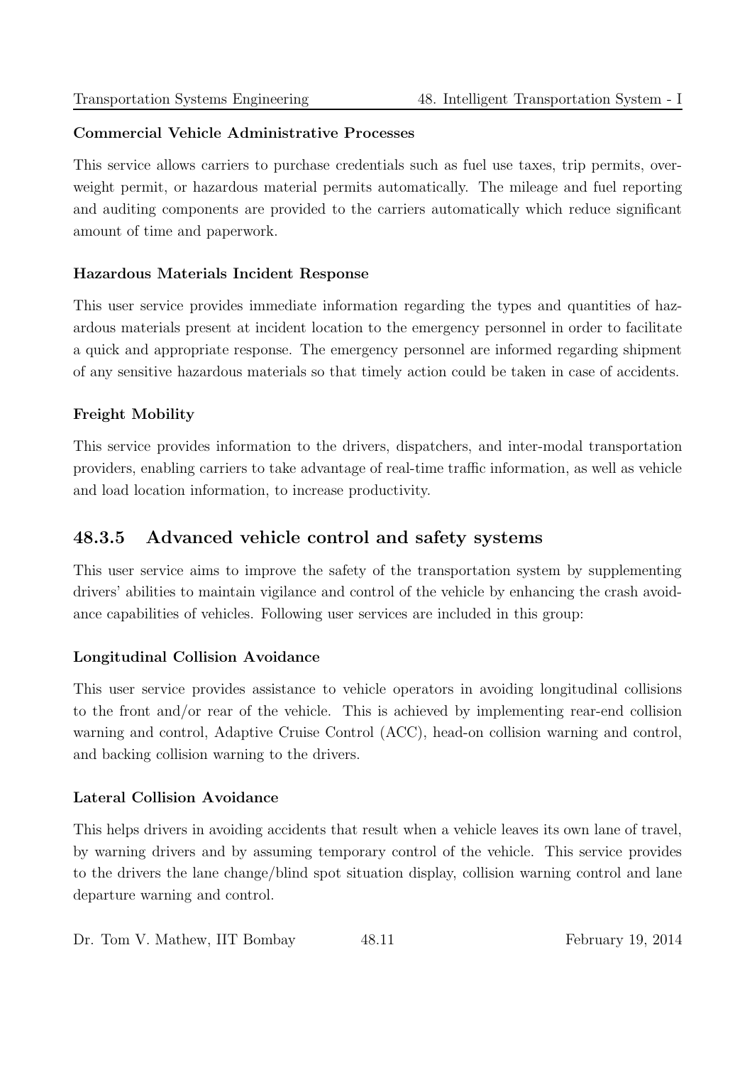**Commercial Vehicle Administrative Processes**

This service allows carriers to purchase credentials such as fuel use taxes, trip permits, overweight permit, or hazardous material permits automatically. The mileage and fuel reporting and auditing components are provided to the carriers automatically which reduce significant amount of time and paperwork.

**Hazardous Materials Incident Response**

This user service provides immediate information regarding the types and quantities of hazardous materials present at incident location to the emergency personnel in order to facilitate a quick and appropriate response. The emergency personnel are informed regarding shipment of any sensitive hazardous materials so that timely action could be taken in case of accidents.

**Freight Mobility**

This service provides information to the drivers, dispatchers, and inter-modal transportation providers, enabling carriers to take advantage of real-time traffic information, as well as vehicle and load location information, to increase productivity.

### 48.3.5 Advanced vehicle control and safety systems

This user service aims to improve the safety of the transportation system by supplementing drivers' abilities to maintain vigilance and control of the vehicle by enhancing the crash avoidance capabilities of vehicles. Following user services are included in this group:

**Longitudinal Collision Avoidance**

This user service provides assistance to vehicle operators in avoiding longitudinal collisions to the front and/or rear of the vehicle. This is achieved by implementing rear-end collision warning and control, Adaptive Cruise Control (ACC), head-on collision warning and control, and backing collision warning to the drivers.

**Lateral Collision Avoidance**

This helps drivers in avoiding accidents that result when a vehicle leaves its own lane of travel, by warning drivers and by assuming temporary control of the vehicle. This service provides to the drivers the lane change/blind spot situation display, collision warning control and lane departure warning and control.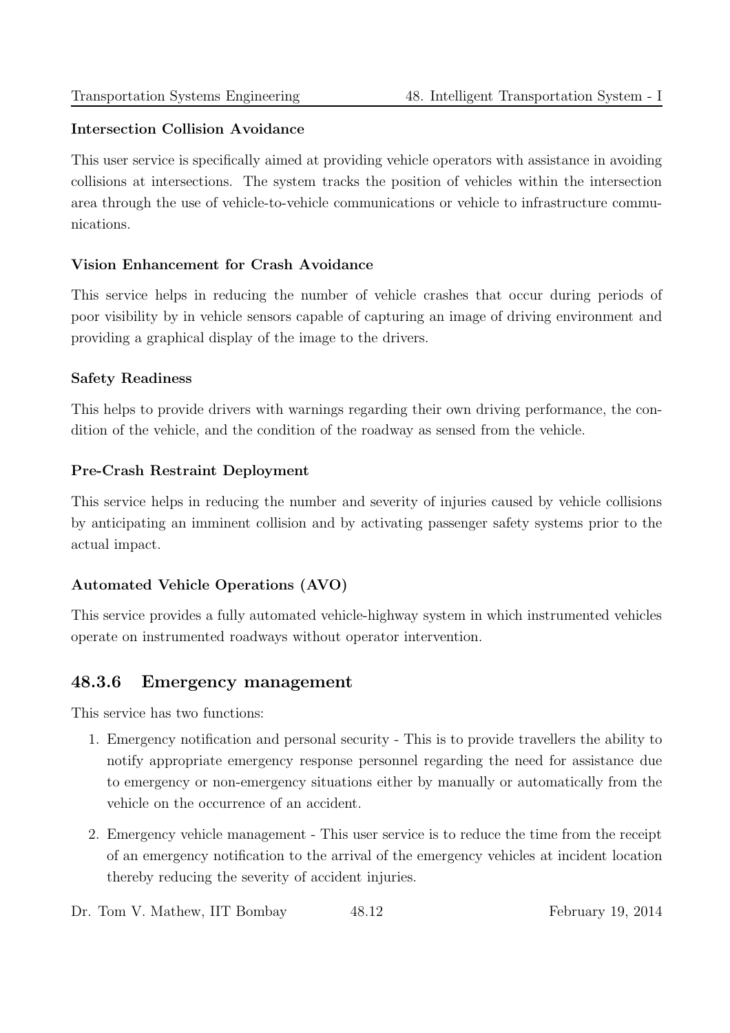**Intersection Collision Avoidance**

This user service is specifically aimed at providing vehicle operators with assistance in avoiding collisions at intersections. The system tracks the position of vehicles within the intersection area through the use of vehicle-to-vehicle communications or vehicle to infrastructure communications.

**Vision Enhancement for Crash Avoidance**

This service helps in reducing the number of vehicle crashes that occur during periods of poor visibility by in vehicle sensors capable of capturing an image of driving environment and providing a graphical display of the image to the drivers.

**Safety Readiness**

This helps to provide drivers with warnings regarding their own driving performance, the condition of the vehicle, and the condition of the roadway as sensed from the vehicle.

**Pre-Crash Restraint Deployment**

This service helps in reducing the number and severity of injuries caused by vehicle collisions by anticipating an imminent collision and by activating passenger safety systems prior to the actual impact.

**Automated Vehicle Operations (AVO)**

This service provides a fully automated vehicle-highway system in which instrumented vehicles operate on instrumented roadways without operator intervention.

### 48.3.6 Emergency management

This service has two functions:

1. Emergency notification and personal security - This is to provide travellers the ability to notify appropriate emergency response personnel regarding the need for assistance due to emergency or non-emergency situations either by manually or automatically from the vehicle on the occurrence of an accident.
2. Emergency vehicle management - This user service is to reduce the time from the receipt of an emergency notification to the arrival of the emergency vehicles at incident location thereby reducing the severity of accident injuries.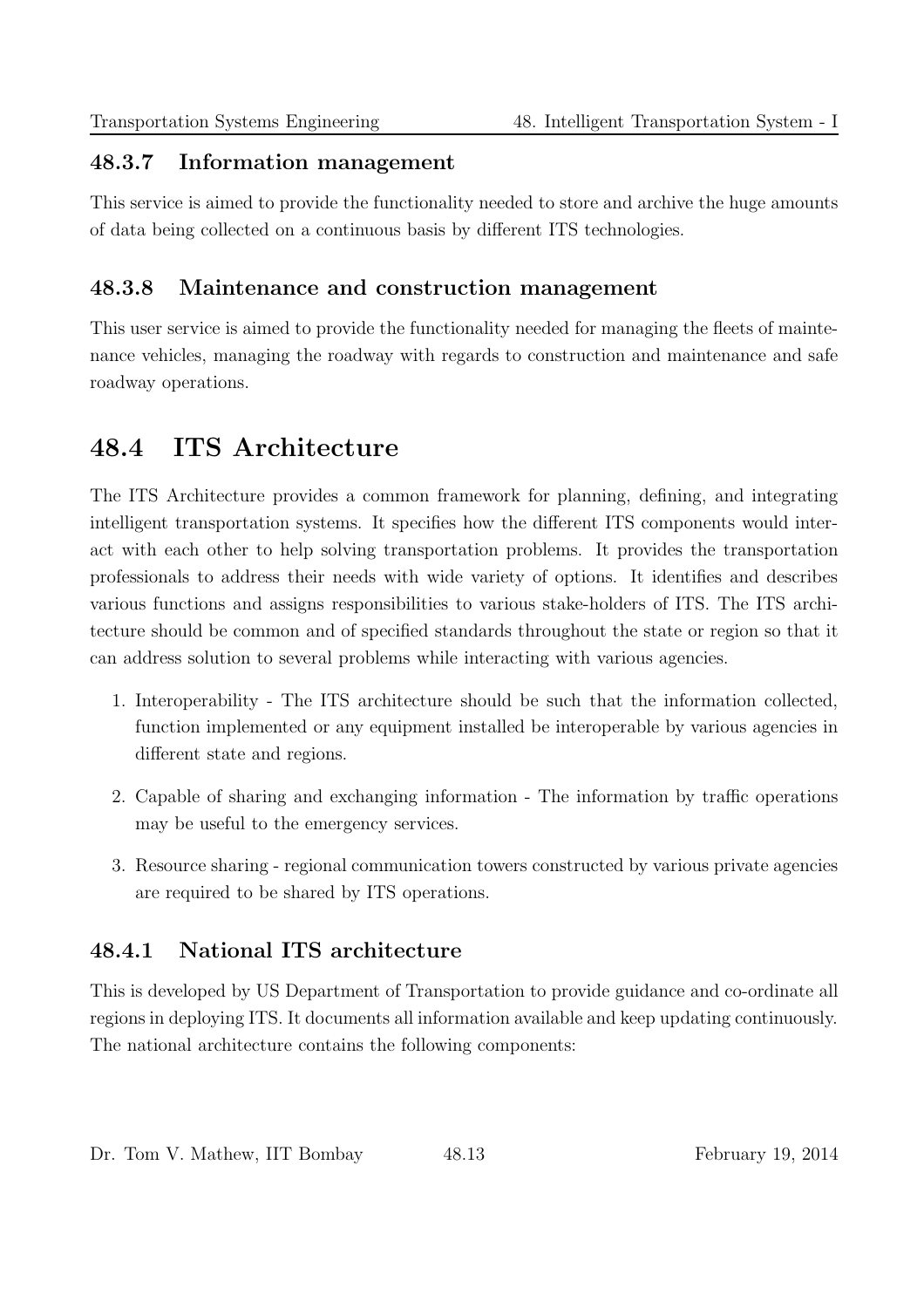### 48.3.7 Information management

This service is aimed to provide the functionality needed to store and archive the huge amounts of data being collected on a continuous basis by different ITS technologies.

### 48.3.8 Maintenance and construction management

This user service is aimed to provide the functionality needed for managing the fleets of maintenance vehicles, managing the roadway with regards to construction and maintenance and safe roadway operations.

## 48.4 ITS Architecture

The ITS Architecture provides a common framework for planning, defining, and integrating intelligent transportation systems. It specifies how the different ITS components would interact with each other to help solving transportation problems. It provides the transportation professionals to address their needs with wide variety of options. It identifies and describes various functions and assigns responsibilities to various stake-holders of ITS. The ITS architecture should be common and of specified standards throughout the state or region so that it can address solution to several problems while interacting with various agencies.

1. Interoperability - The ITS architecture should be such that the information collected, function implemented or any equipment installed be interoperable by various agencies in different state and regions.

2. Capable of sharing and exchanging information - The information by traffic operations may be useful to the emergency services.

3. Resource sharing - regional communication towers constructed by various private agencies are required to be shared by ITS operations.

### 48.4.1 National ITS architecture

This is developed by US Department of Transportation to provide guidance and co-ordinate all regions in deploying ITS. It documents all information available and keep updating continuously. The national architecture contains the following components: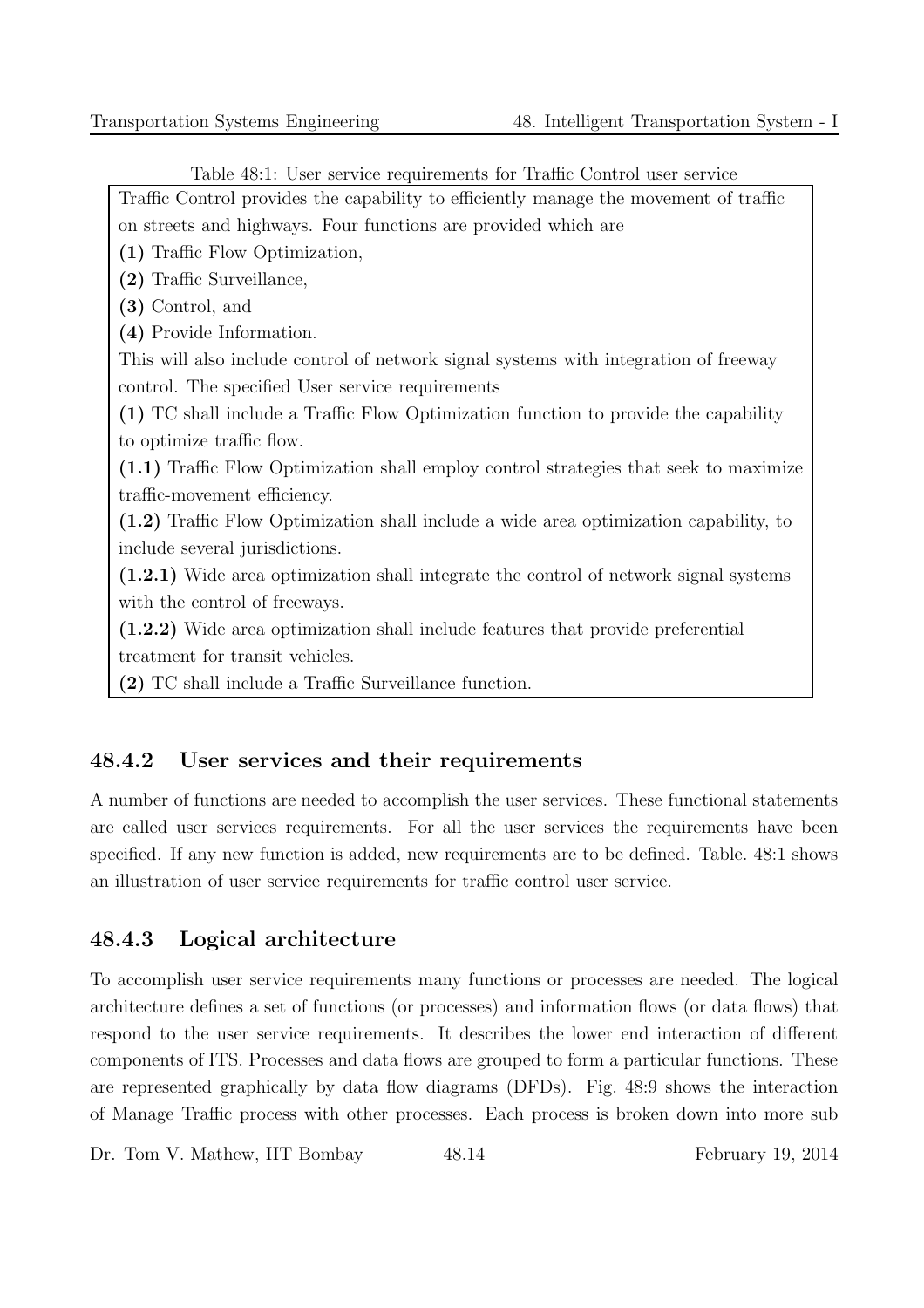Table 48:1: User service requirements for Traffic Control user service

Traffic Control provides the capability to efficiently manage the movement of traffic on streets and highways. Four functions are provided which are

**(1)** Traffic Flow Optimization,

**(2)** Traffic Surveillance,

**(3)** Control, and

**(4)** Provide Information.

This will also include control of network signal systems with integration of freeway control. The specified User service requirements

**(1)** TC shall include a Traffic Flow Optimization function to provide the capability to optimize traffic flow.

**(1.1)** Traffic Flow Optimization shall employ control strategies that seek to maximize traffic-movement efficiency.

**(1.2)** Traffic Flow Optimization shall include a wide area optimization capability, to include several jurisdictions.

**(1.2.1)** Wide area optimization shall integrate the control of network signal systems with the control of freeways.

**(1.2.2)** Wide area optimization shall include features that provide preferential treatment for transit vehicles.

**(2)** TC shall include a Traffic Surveillance function.

### 48.4.2 User services and their requirements

A number of functions are needed to accomplish the user services. These functional statements are called user services requirements. For all the user services the requirements have been specified. If any new function is added, new requirements are to be defined. Table. 48:1 shows an illustration of user service requirements for traffic control user service.

### 48.4.3 Logical architecture

To accomplish user service requirements many functions or processes are needed. The logical architecture defines a set of functions (or processes) and information flows (or data flows) that respond to the user service requirements. It describes the lower end interaction of different components of ITS. Processes and data flows are grouped to form a particular functions. These are represented graphically by data flow diagrams (DFDs). Fig. 48:9 shows the interaction of Manage Traffic process with other processes. Each process is broken down into more sub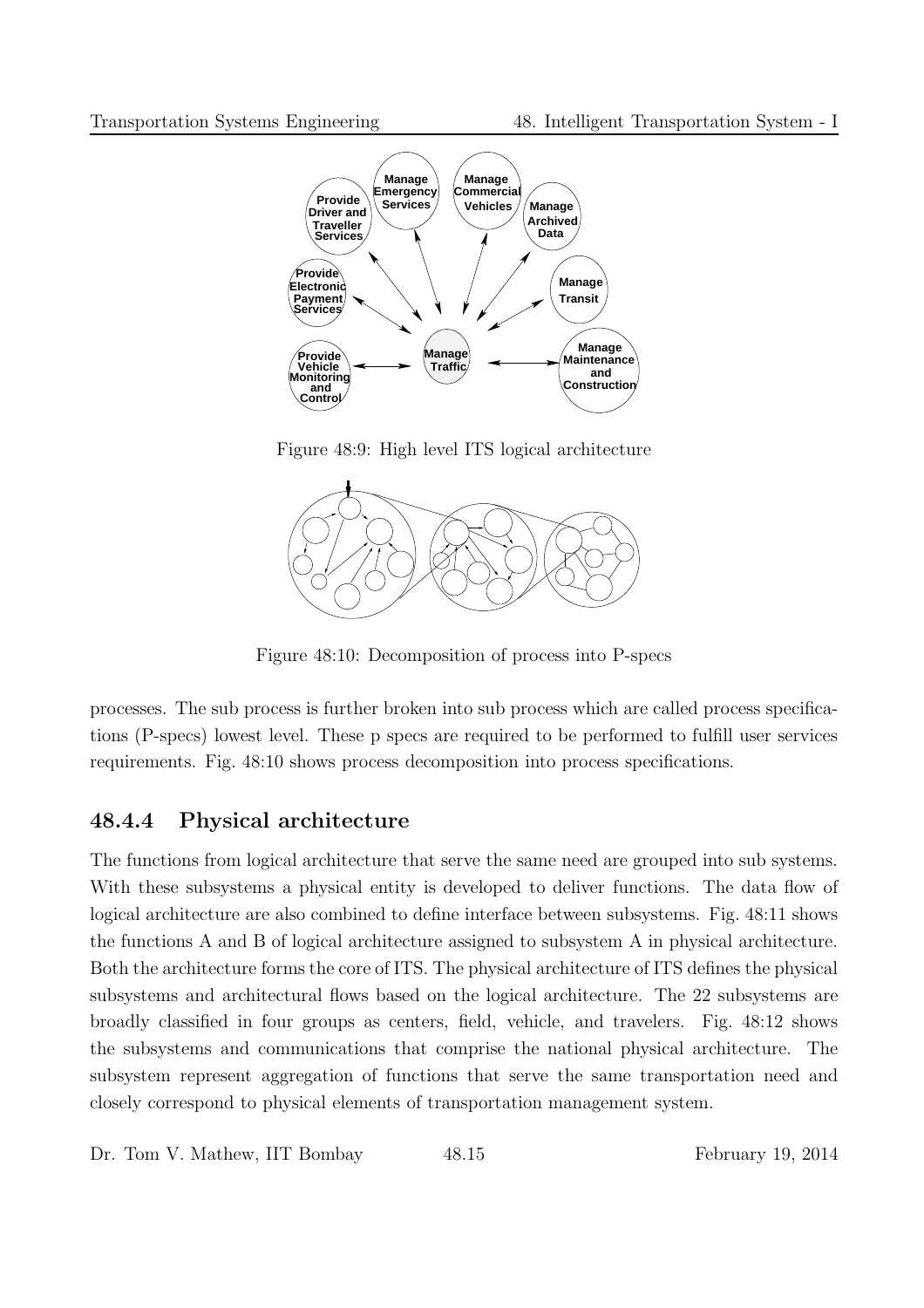Figure 48:9: High level ITS logical architecture

Figure 48:10: Decomposition of process into P-specs

processes. The sub process is further broken into sub process which are called process specifications (P-specs) lowest level. These p specs are required to be performed to fulfill user services requirements. Fig. 48:10 shows process decomposition into process specifications.

### 48.4.4 Physical architecture

The functions from logical architecture that serve the same need are grouped into sub systems. With these subsystems a physical entity is developed to deliver functions. The data flow of logical architecture are also combined to define interface between subsystems. Fig. 48:11 shows the functions A and B of logical architecture assigned to subsystem A in physical architecture. Both the architecture forms the core of ITS. The physical architecture of ITS defines the physical subsystems and architectural flows based on the logical architecture. The 22 subsystems are broadly classified in four groups as centers, field, vehicle, and travelers. Fig. 48:12 shows the subsystems and communications that comprise the national physical architecture. The subsystem represent aggregation of functions that serve the same transportation need and closely correspond to physical elements of transportation management system.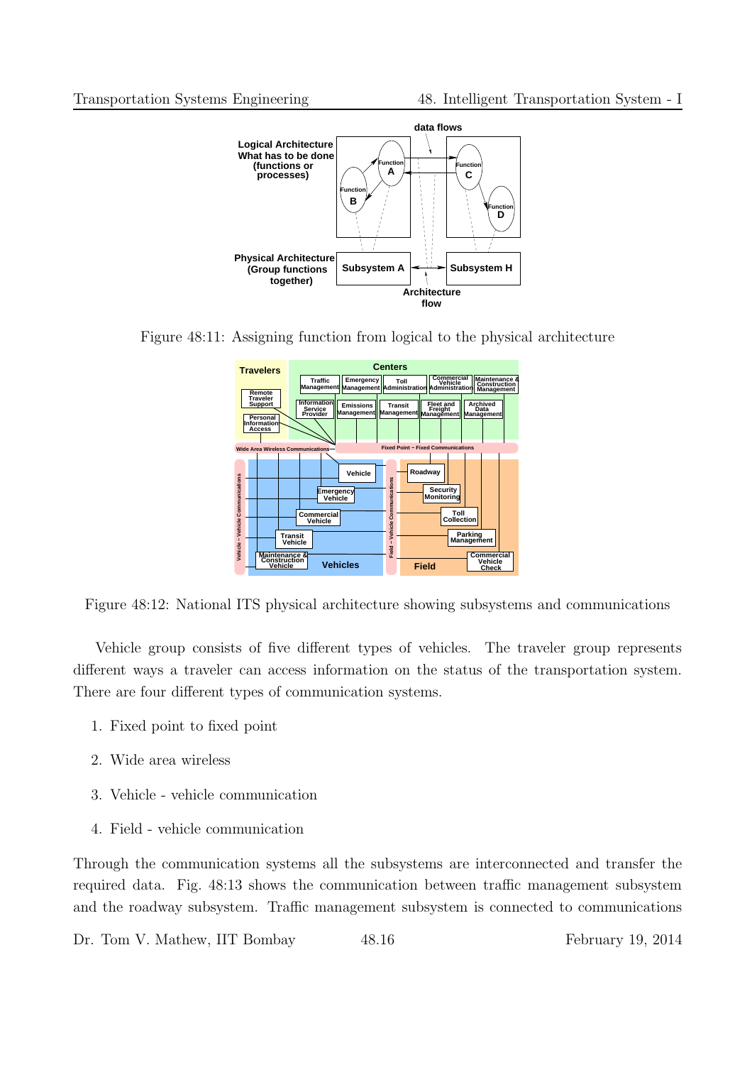Figure 48:11: Assigning function from logical to the physical architecture

Figure 48:12: National ITS physical architecture showing subsystems and communications

Vehicle group consists of five different types of vehicles. The traveler group represents different ways a traveler can access information on the status of the transportation system. There are four different types of communication systems.

1. Fixed point to fixed point
2. Wide area wireless
3. Vehicle - vehicle communication
4. Field - vehicle communication

Through the communication systems all the subsystems are interconnected and transfer the required data. Fig. 48:13 shows the communication between traffic management subsystem and the roadway subsystem. Traffic management subsystem is connected to communications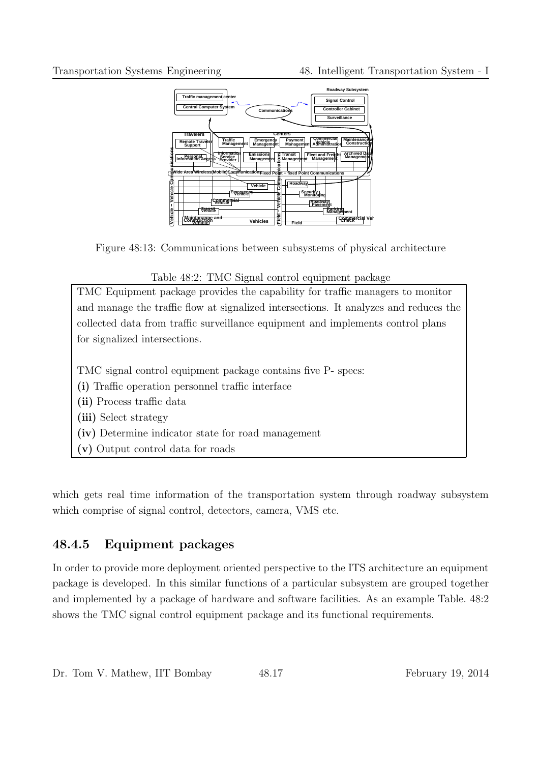Figure 48:13: Communications between subsystems of physical architecture

Table 48:2: TMC Signal control equipment package

| TMC Equipment package provides the capability for traffic managers to monitor and manage the traffic flow at signalized intersections. It analyzes and reduces the collected data from traffic surveillance equipment and implements control plans for signalized intersections.<br><br>TMC signal control equipment package contains five P- specs:<br>**(i)** Traffic operation personnel traffic interface<br>**(ii)** Process traffic data<br>**(iii)** Select strategy<br>**(iv)** Determine indicator state for road management<br>**(v)** Output control data for roads |
|---|

which gets real time information of the transportation system through roadway subsystem which comprise of signal control, detectors, camera, VMS etc.

### 48.4.5 Equipment packages

In order to provide more deployment oriented perspective to the ITS architecture an equipment package is developed. In this similar functions of a particular subsystem are grouped together and implemented by a package of hardware and software facilities. As an example Table. 48:2 shows the TMC signal control equipment package and its functional requirements.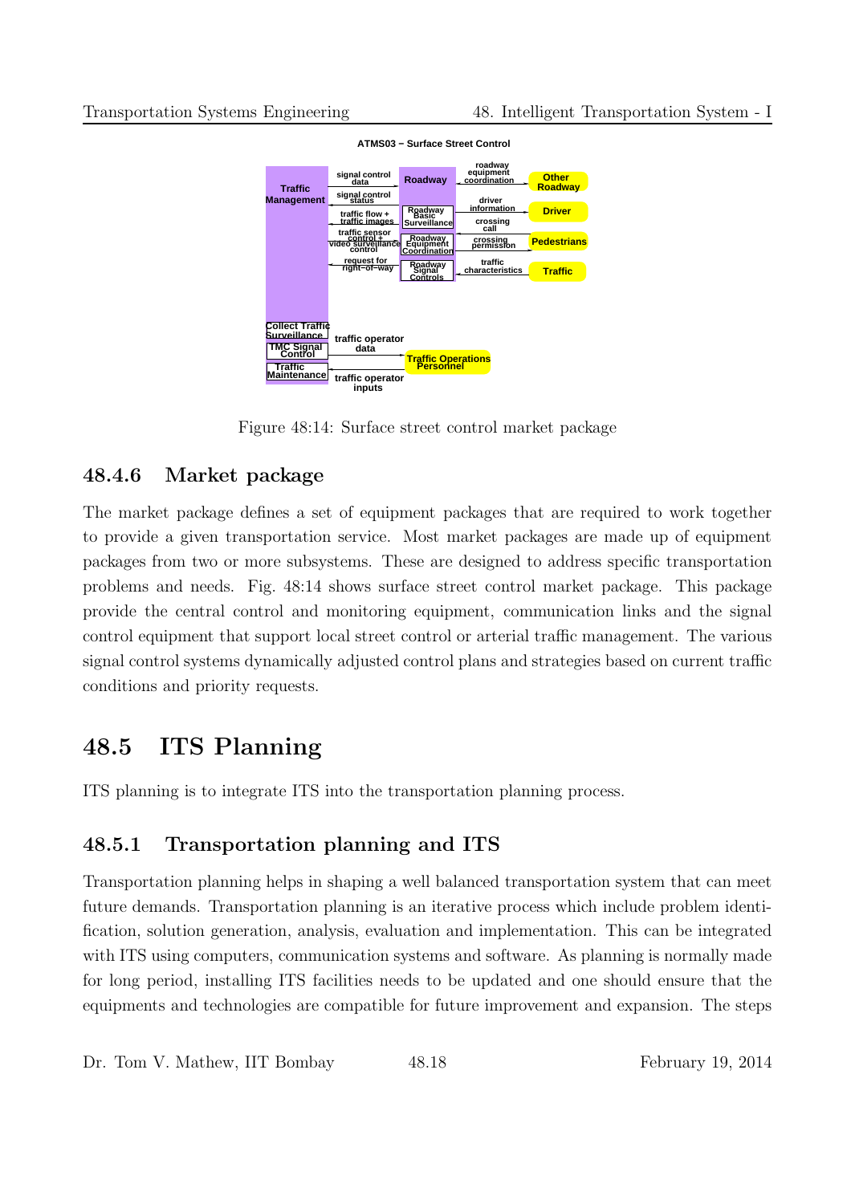ATMS03 − Surface Street Control

Figure 48:14: Surface street control market package

### 48.4.6 Market package

The market package defines a set of equipment packages that are required to work together to provide a given transportation service. Most market packages are made up of equipment packages from two or more subsystems. These are designed to address specific transportation problems and needs. Fig. 48:14 shows surface street control market package. This package provide the central control and monitoring equipment, communication links and the signal control equipment that support local street control or arterial traffic management. The various signal control systems dynamically adjusted control plans and strategies based on current traffic conditions and priority requests.

## 48.5 ITS Planning

ITS planning is to integrate ITS into the transportation planning process.

### 48.5.1 Transportation planning and ITS

Transportation planning helps in shaping a well balanced transportation system that can meet future demands. Transportation planning is an iterative process which include problem identification, solution generation, analysis, evaluation and implementation. This can be integrated with ITS using computers, communication systems and software. As planning is normally made for long period, installing ITS facilities needs to be updated and one should ensure that the equipments and technologies are compatible for future improvement and expansion. The steps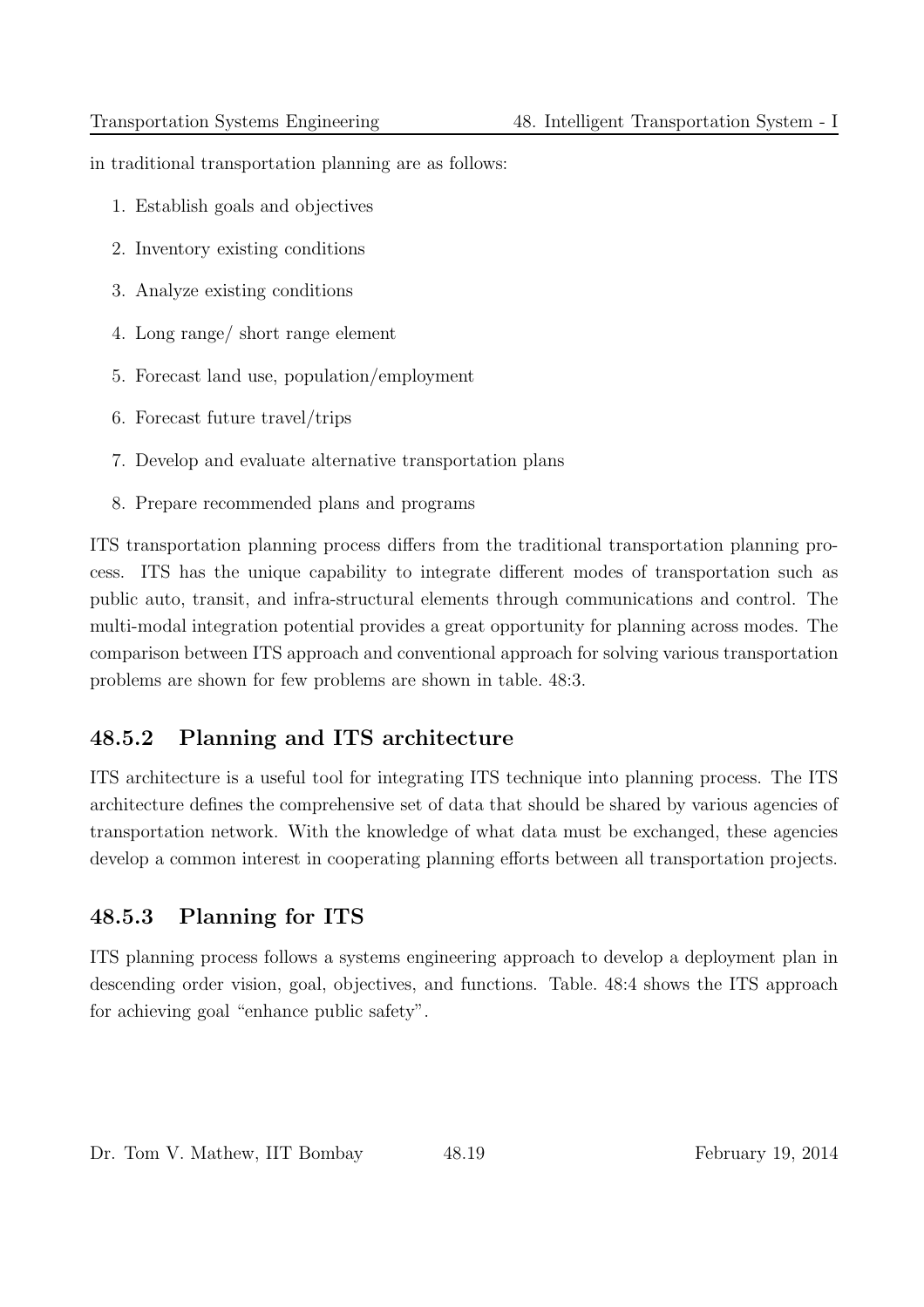in traditional transportation planning are as follows:

1. Establish goals and objectives
2. Inventory existing conditions
3. Analyze existing conditions
4. Long range/ short range element
5. Forecast land use, population/employment
6. Forecast future travel/trips
7. Develop and evaluate alternative transportation plans
8. Prepare recommended plans and programs

ITS transportation planning process differs from the traditional transportation planning process. ITS has the unique capability to integrate different modes of transportation such as public auto, transit, and infra-structural elements through communications and control. The multi-modal integration potential provides a great opportunity for planning across modes. The comparison between ITS approach and conventional approach for solving various transportation problems are shown for few problems are shown in table. 48:3.

### 48.5.2 Planning and ITS architecture

ITS architecture is a useful tool for integrating ITS technique into planning process. The ITS architecture defines the comprehensive set of data that should be shared by various agencies of transportation network. With the knowledge of what data must be exchanged, these agencies develop a common interest in cooperating planning efforts between all transportation projects.

### 48.5.3 Planning for ITS

ITS planning process follows a systems engineering approach to develop a deployment plan in descending order vision, goal, objectives, and functions. Table. 48:4 shows the ITS approach for achieving goal "enhance public safety".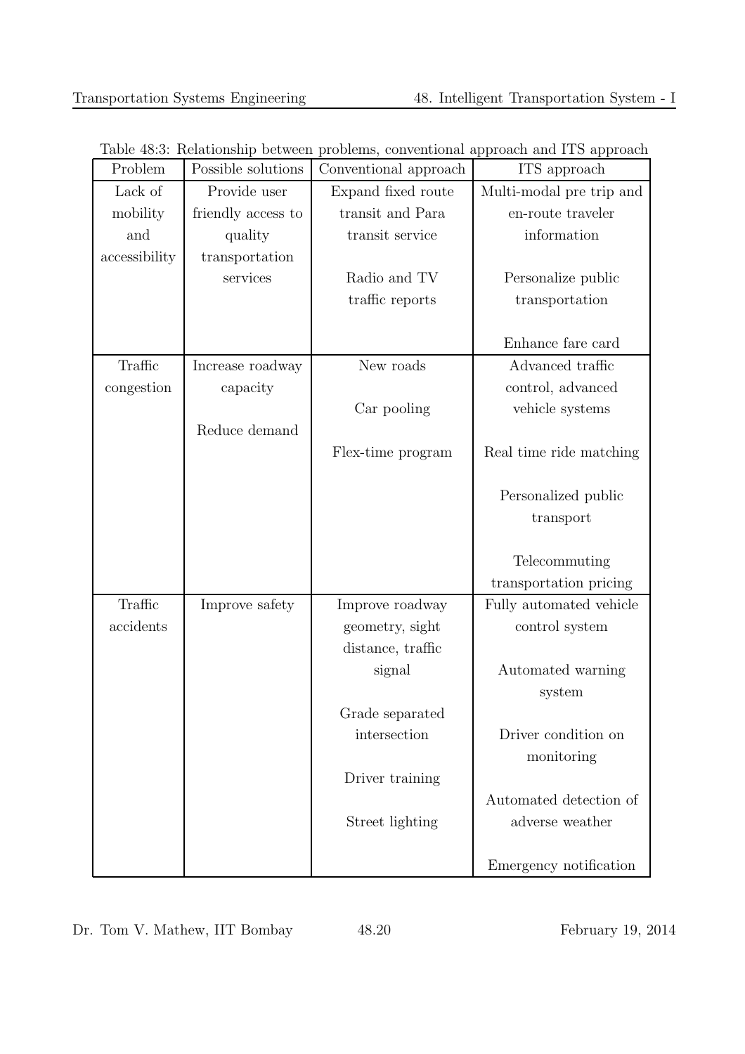Table 48:3: Relationship between problems, conventional approach and ITS approach

| Problem | Possible solutions | Conventional approach | ITS approach |
|---|---|---|---|
| Lack of mobility and accessibility | Provide user friendly access to quality transportation services | Expand fixed route transit and Para transit service<br><br>Radio and TV traffic reports | Multi-modal pre trip and en-route traveler information<br><br>Personalize public transportation<br><br>Enhance fare card |
| Traffic congestion | Increase roadway capacity<br><br>Reduce demand | New roads<br><br>Car pooling<br><br>Flex-time program | Advanced traffic control, advanced vehicle systems<br><br>Real time ride matching<br><br>Personalized public transport<br><br>Telecommuting transportation pricing |
| Traffic accidents | Improve safety | Improve roadway geometry, sight distance, traffic signal<br><br>Grade separated intersection<br><br>Driver training<br><br>Street lighting | Fully automated vehicle control system<br><br>Automated warning system<br><br>Driver condition on monitoring<br><br>Automated detection of adverse weather<br><br>Emergency notification |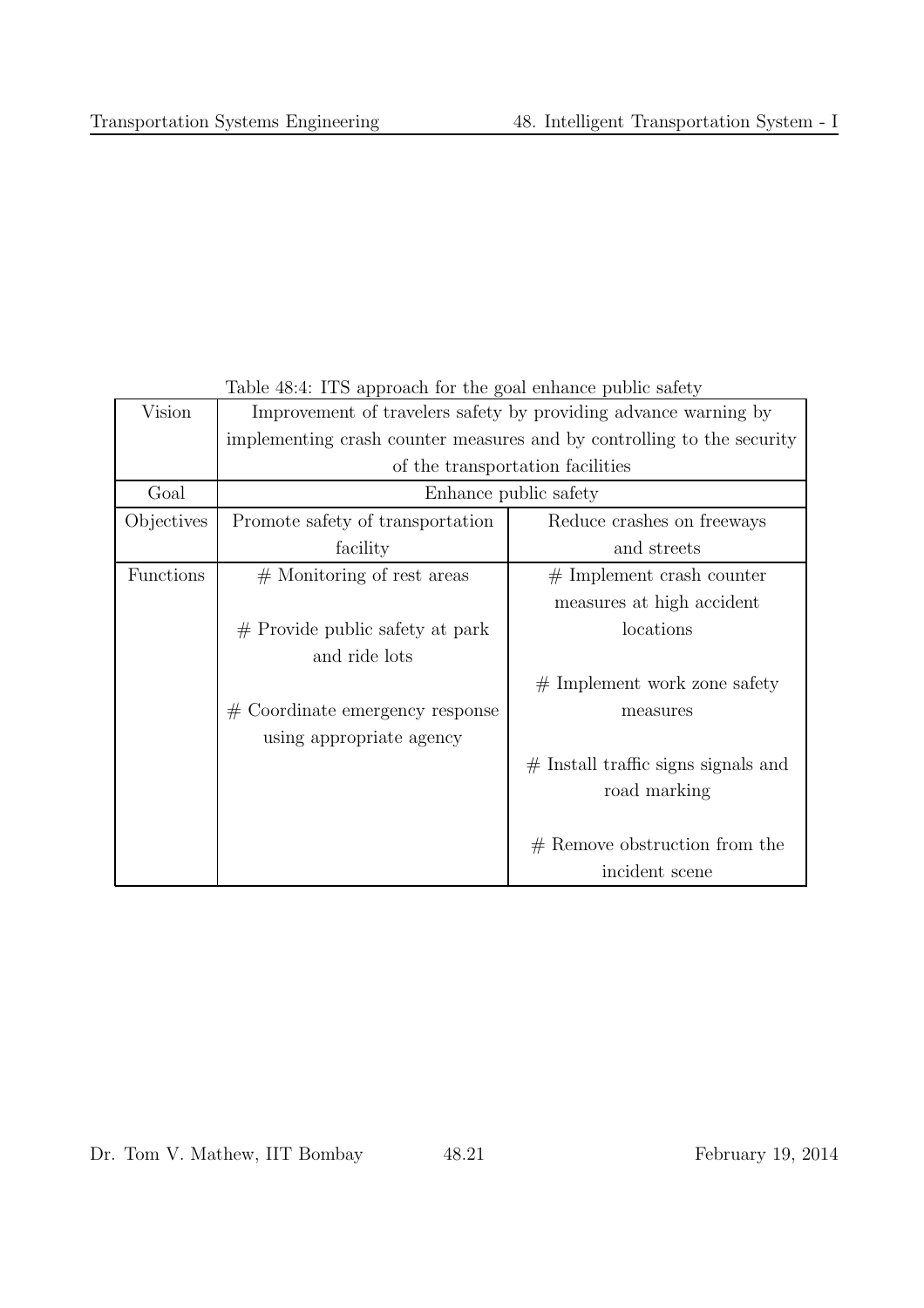Table 48:4: ITS approach for the goal enhance public safety

| Vision | Improvement of travelers safety by providing advance warning by implementing crash counter measures and by controlling to the security of the transportation facilities | |
|---|---|---|
| Goal | Enhance public safety | |
| Objectives | Promote safety of transportation facility | Reduce crashes on freeways and streets |
| Functions | # Monitoring of rest areas<br><br># Provide public safety at park and ride lots<br><br># Coordinate emergency response using appropriate agency | # Implement crash counter measures at high accident locations<br><br># Implement work zone safety measures<br><br># Install traffic signs signals and road marking<br><br># Remove obstruction from the incident scene |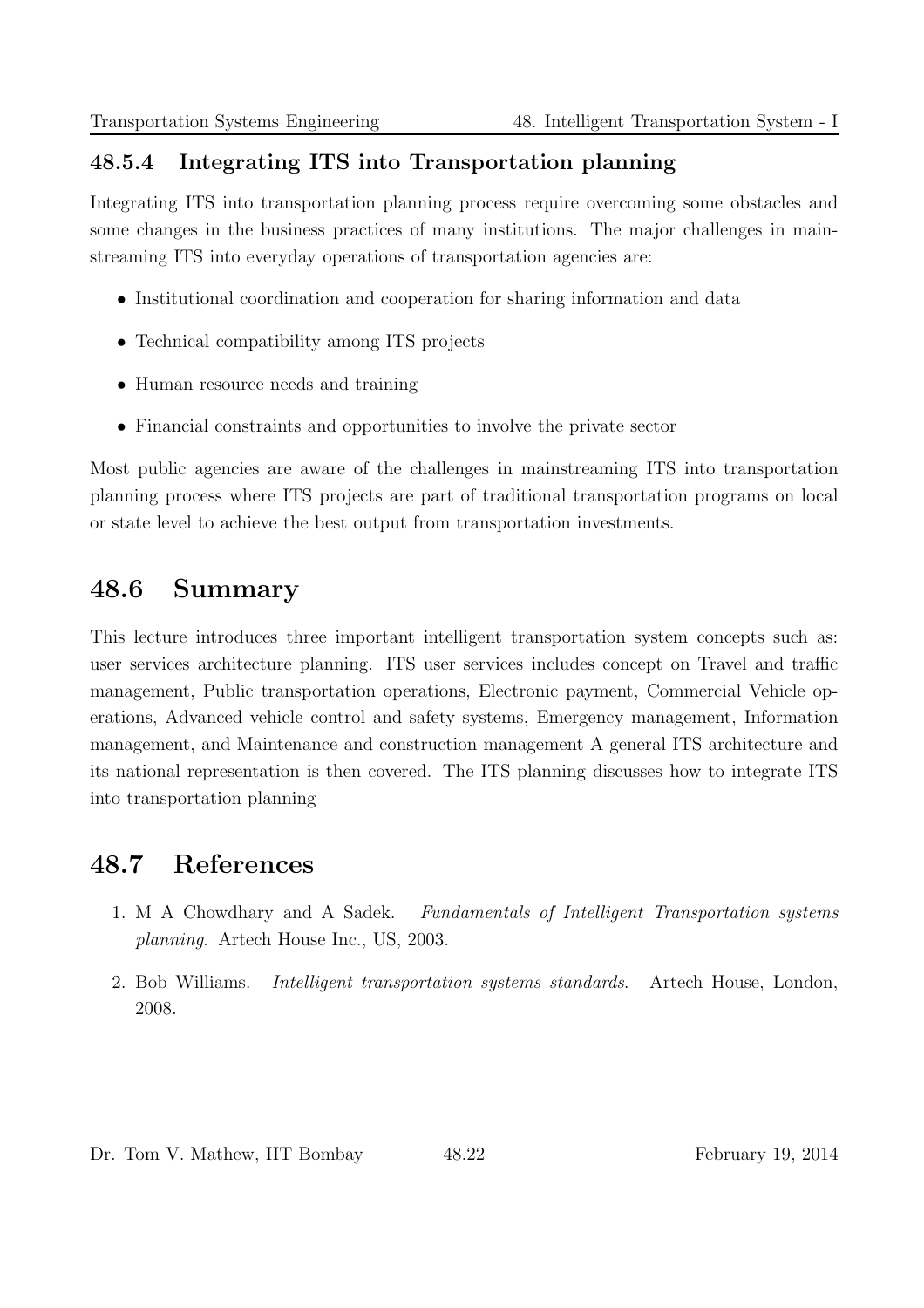### 48.5.4 Integrating ITS into Transportation planning

Integrating ITS into transportation planning process require overcoming some obstacles and some changes in the business practices of many institutions. The major challenges in mainstreaming ITS into everyday operations of transportation agencies are:

- Institutional coordination and cooperation for sharing information and data
- Technical compatibility among ITS projects
- Human resource needs and training
- Financial constraints and opportunities to involve the private sector

Most public agencies are aware of the challenges in mainstreaming ITS into transportation planning process where ITS projects are part of traditional transportation programs on local or state level to achieve the best output from transportation investments.

## 48.6 Summary

This lecture introduces three important intelligent transportation system concepts such as: user services architecture planning. ITS user services includes concept on Travel and traffic management, Public transportation operations, Electronic payment, Commercial Vehicle operations, Advanced vehicle control and safety systems, Emergency management, Information management, and Maintenance and construction management A general ITS architecture and its national representation is then covered. The ITS planning discusses how to integrate ITS into transportation planning

## 48.7 References

1. M A Chowdhary and A Sadek. *Fundamentals of Intelligent Transportation systems planning*. Artech House Inc., US, 2003.
2. Bob Williams. *Intelligent transportation systems standards*. Artech House, London, 2008.